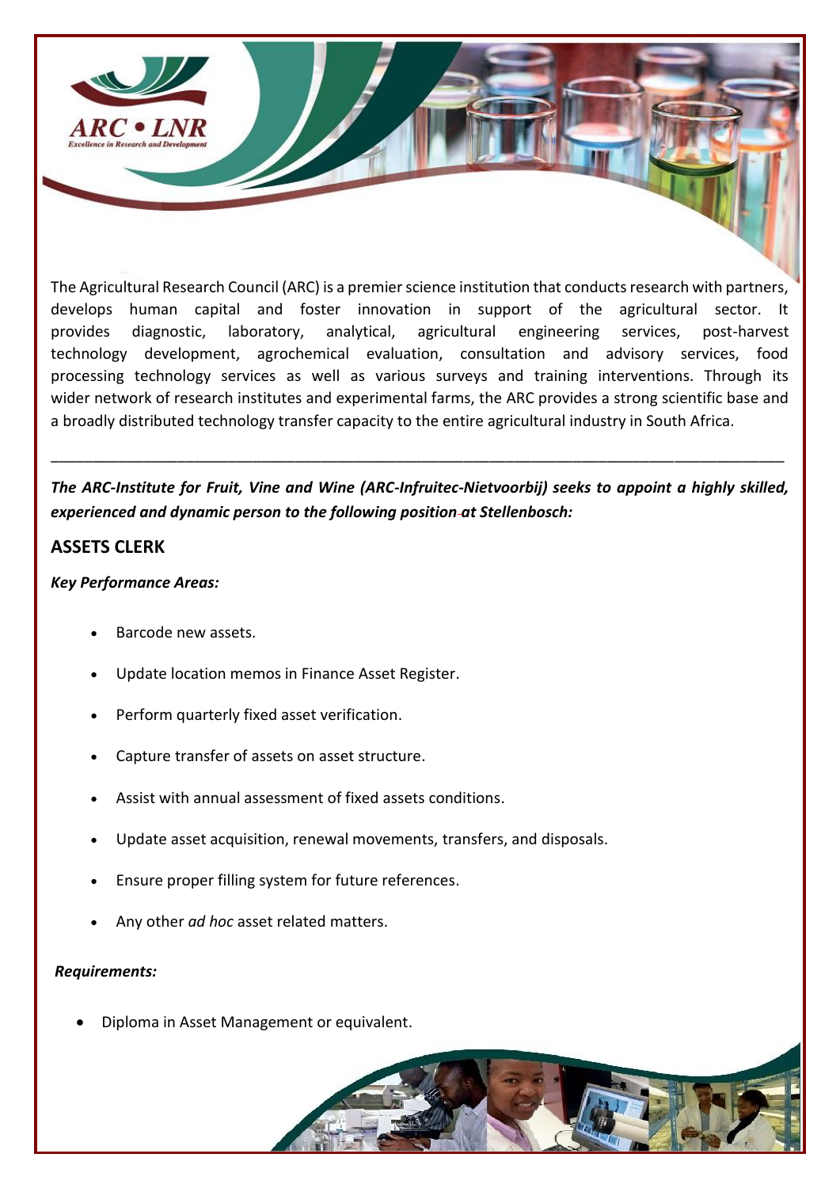The Agricultural Research Council (ARC) is a premier science institution that conducts research with partners, develops human capital and foster innovation in support of the agricultural sector. It provides diagnostic, laboratory, analytical, agricultural engineering services, post-harvest technology development, agrochemical evaluation, consultation and advisory services, food processing technology services as well as various surveys and training interventions. Through its wider network of research institutes and experimental farms, the ARC provides a strong scientific base and a broadly distributed technology transfer capacity to the entire agricultural industry in South Africa.

---

***The ARC-Institute for Fruit, Vine and Wine (ARC-Infruitec-Nietvoorbij) seeks to appoint a highly skilled, experienced and dynamic person to the following position at Stellenbosch:***

## ASSETS CLERK

***Key Performance Areas:***

- Barcode new assets.
- Update location memos in Finance Asset Register.
- Perform quarterly fixed asset verification.
- Capture transfer of assets on asset structure.
- Assist with annual assessment of fixed assets conditions.
- Update asset acquisition, renewal movements, transfers, and disposals.
- Ensure proper filling system for future references.
- Any other *ad hoc* asset related matters.

***Requirements:***

- Diploma in Asset Management or equivalent.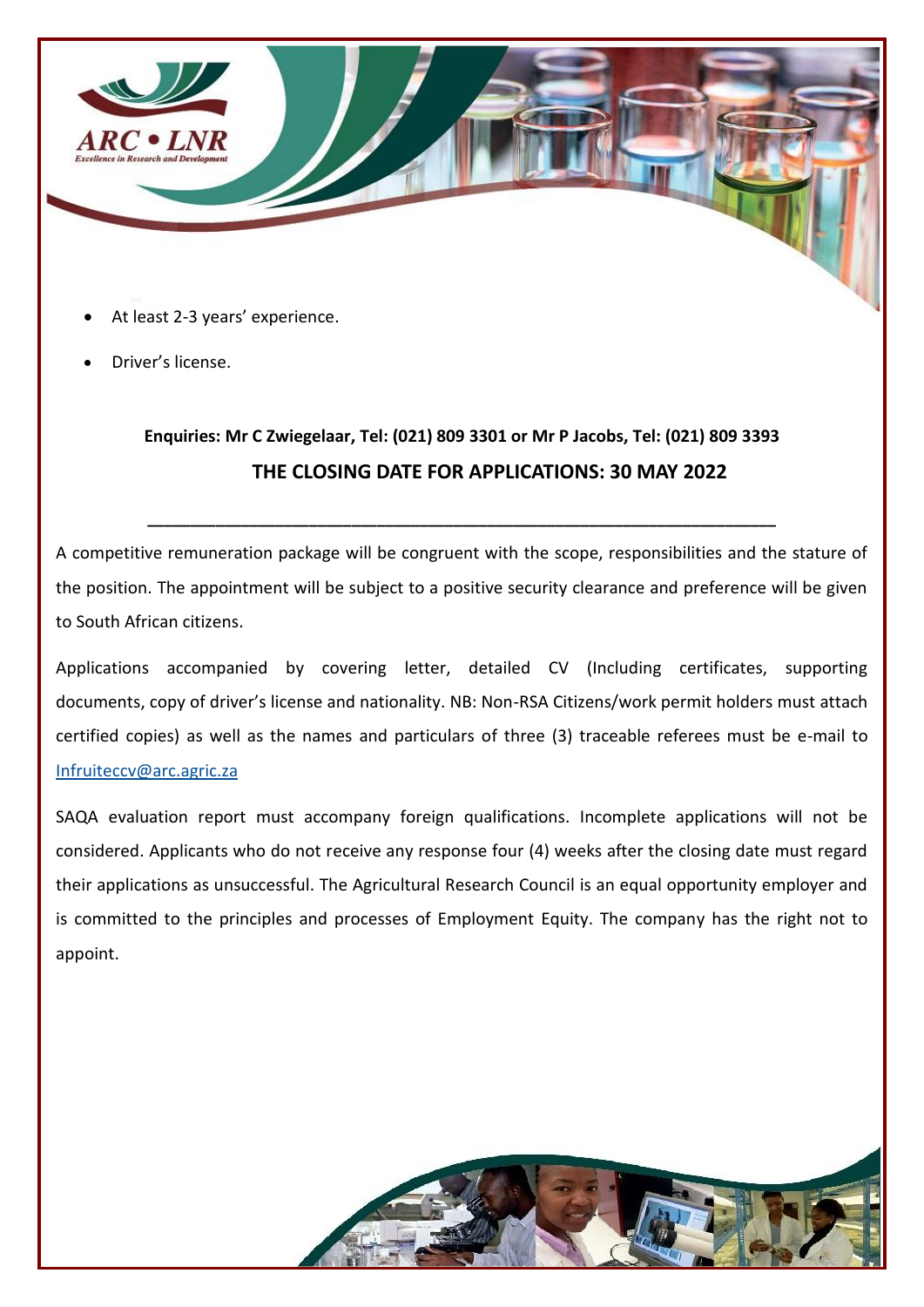- At least 2-3 years' experience.
- Driver's license.

**Enquiries: Mr C Zwiegelaar, Tel: (021) 809 3301 or Mr P Jacobs, Tel: (021) 809 3393**

**THE CLOSING DATE FOR APPLICATIONS: 30 MAY 2022**

---

A competitive remuneration package will be congruent with the scope, responsibilities and the stature of the position. The appointment will be subject to a positive security clearance and preference will be given to South African citizens.

Applications accompanied by covering letter, detailed CV (Including certificates, supporting documents, copy of driver's license and nationality. NB: Non-RSA Citizens/work permit holders must attach certified copies) as well as the names and particulars of three (3) traceable referees must be e-mail to Infruiteccv@arc.agric.za

SAQA evaluation report must accompany foreign qualifications. Incomplete applications will not be considered. Applicants who do not receive any response four (4) weeks after the closing date must regard their applications as unsuccessful. The Agricultural Research Council is an equal opportunity employer and is committed to the principles and processes of Employment Equity. The company has the right not to appoint.